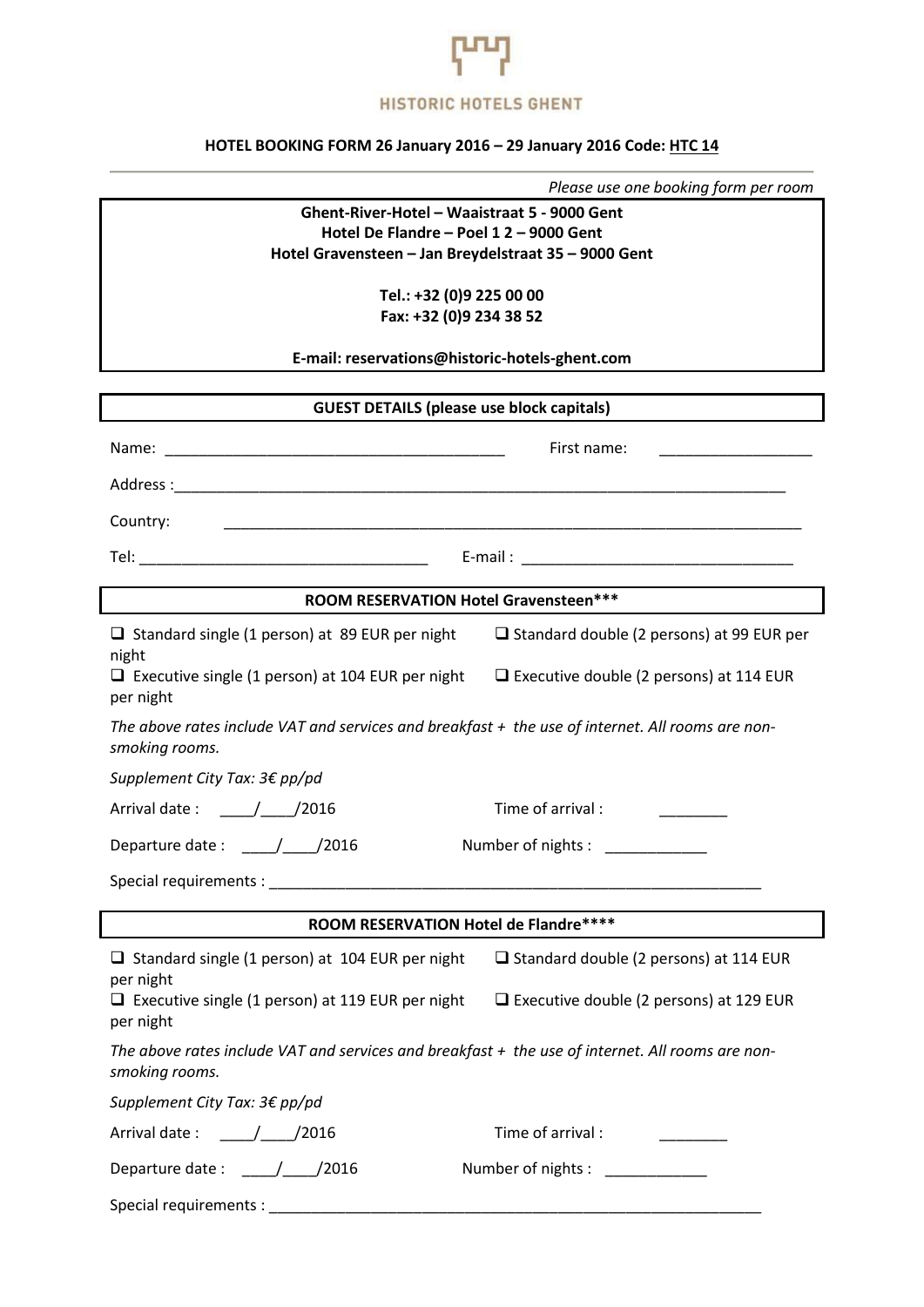HISTORIC HOTELS GHENT

**HOTEL BOOKING FORM 26 January 2016 – 29 January 2016 Code: HTC 14**

*Please use one booking form per room*

**Ghent-River-Hotel – Waaistraat 5 - 9000 Gent**
**Hotel De Flandre – Poel 1 2 – 9000 Gent**
**Hotel Gravensteen – Jan Breydelstraat 35 – 9000 Gent**

**Tel.: +32 (0)9 225 00 00**
**Fax: +32 (0)9 234 38 52**

**E-mail: reservations@historic-hotels-ghent.com**

## GUEST DETAILS (please use block capitals)

Name: ________________________________________ First name: __________________

Address :________________________________________________________________________

Country: ____________________________________________________________________

Tel: __________________________________ E-mail : ________________________________

## ROOM RESERVATION Hotel Gravensteen***

❑ Standard single (1 person) at 89 EUR per night
❑ Standard double (2 persons) at 99 EUR per night
❑ Executive single (1 person) at 104 EUR per night
❑ Executive double (2 persons) at 114 EUR per night

*The above rates include VAT and services and breakfast + the use of internet. All rooms are non-smoking rooms.*

*Supplement City Tax: 3€ pp/pd*

Arrival date : ____/____/2016 Time of arrival : ________

Departure date : ____/____/2016 Number of nights : ____________

Special requirements : __________________________________________________________

## ROOM RESERVATION Hotel de Flandre****

❑ Standard single (1 person) at 104 EUR per night
❑ Standard double (2 persons) at 114 EUR per night
❑ Executive single (1 person) at 119 EUR per night
❑ Executive double (2 persons) at 129 EUR per night

*The above rates include VAT and services and breakfast + the use of internet. All rooms are non-smoking rooms.*

*Supplement City Tax: 3€ pp/pd*

Arrival date : ____/____/2016 Time of arrival : ________

Departure date : ____/____/2016 Number of nights : ____________

Special requirements : __________________________________________________________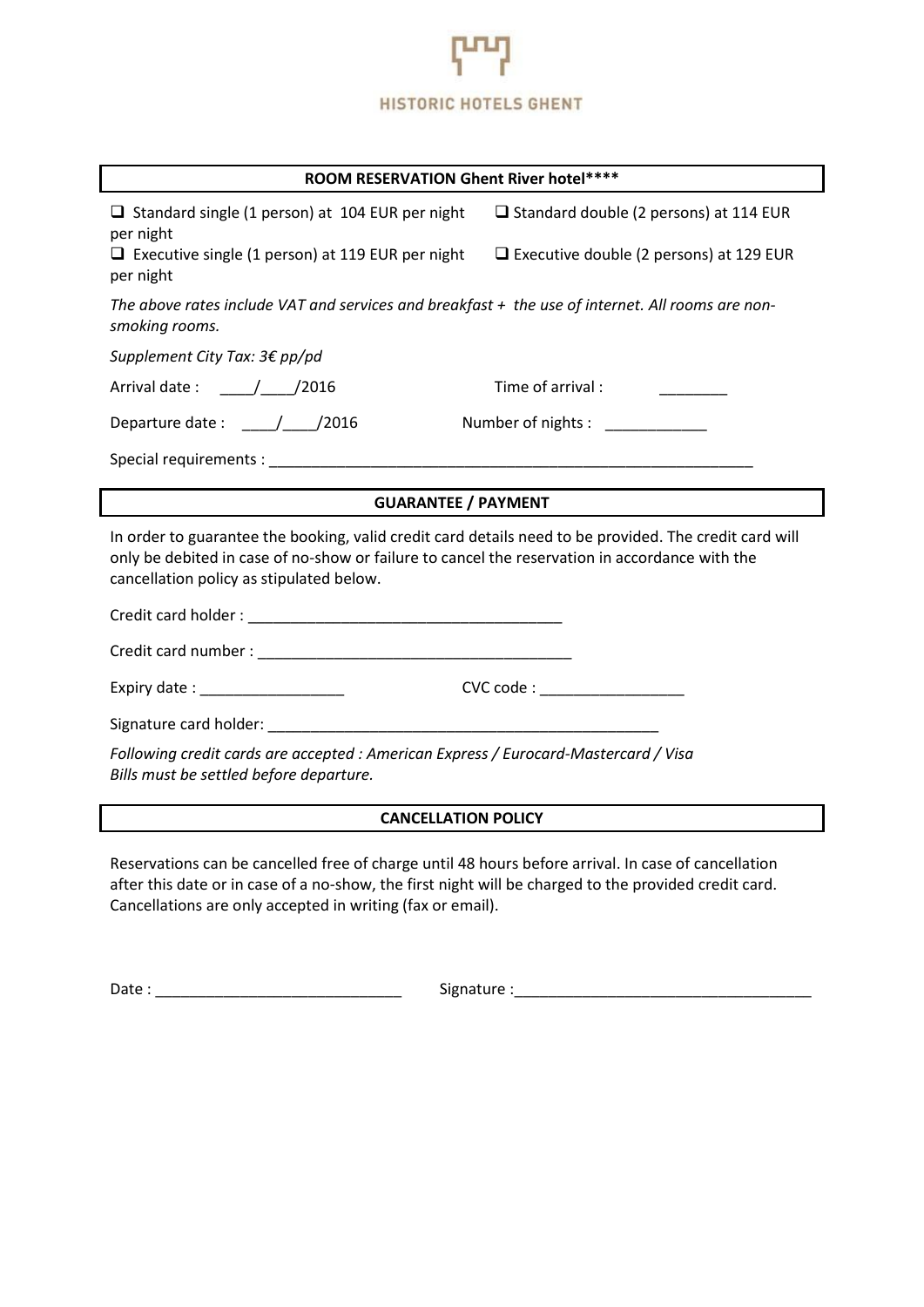HISTORIC HOTELS GHENT

## ROOM RESERVATION Ghent River hotel****

❑ Standard single (1 person) at 104 EUR per night

❑ Standard double (2 persons) at 114 EUR per night

❑ Executive single (1 person) at 119 EUR per night

❑ Executive double (2 persons) at 129 EUR per night

*The above rates include VAT and services and breakfast + the use of internet. All rooms are non-smoking rooms.*

*Supplement City Tax: 3€ pp/pd*

Arrival date : ____/____/2016 Time of arrival : ________

Departure date : ____/____/2016 Number of nights : ____________

Special requirements : ________________________________________________________

## GUARANTEE / PAYMENT

In order to guarantee the booking, valid credit card details need to be provided. The credit card will only be debited in case of no-show or failure to cancel the reservation in accordance with the cancellation policy as stipulated below.

Credit card holder : ____________________________________

Credit card number : ____________________________________

Expiry date : _________________ CVC code : _________________

Signature card holder: _____________________________________________

*Following credit cards are accepted : American Express / Eurocard-Mastercard / Visa*
*Bills must be settled before departure.*

## CANCELLATION POLICY

Reservations can be cancelled free of charge until 48 hours before arrival. In case of cancellation after this date or in case of a no-show, the first night will be charged to the provided credit card. Cancellations are only accepted in writing (fax or email).

Date : _____________________________ Signature :___________________________________